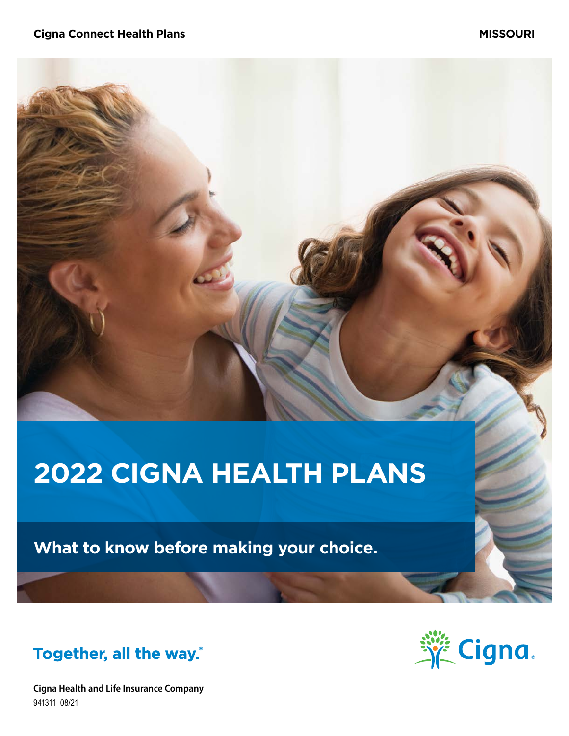**Cigna Connect Health Plans** **MISSOURI**

# 2022 CIGNA HEALTH PLANS

## What to know before making your choice.

**Together, all the way.®**

Cigna®

**Cigna Health and Life Insurance Company**

941311 08/21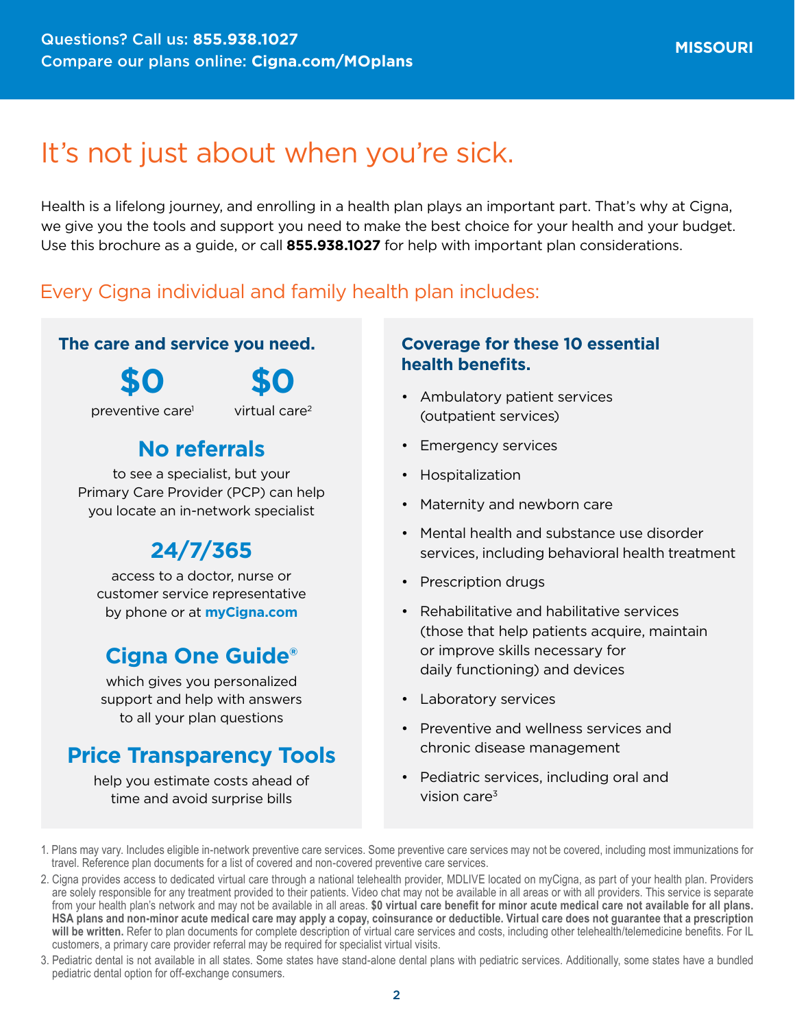Questions? Call us: **855.938.1027**
Compare our plans online: **Cigna.com/MOplans**

**MISSOURI**

# It's not just about when you're sick.

Health is a lifelong journey, and enrolling in a health plan plays an important part. That's why at Cigna, we give you the tools and support you need to make the best choice for your health and your budget. Use this brochure as a guide, or call **855.938.1027** for help with important plan considerations.

## Every Cigna individual and family health plan includes:

### The care and service you need.

**$0** preventive care[1]

**$0** virtual care[2]

**No referrals**
to see a specialist, but your Primary Care Provider (PCP) can help you locate an in-network specialist

**24/7/365**
access to a doctor, nurse or customer service representative by phone or at **myCigna.com**

**Cigna One Guide®**
which gives you personalized support and help with answers to all your plan questions

**Price Transparency Tools**
help you estimate costs ahead of time and avoid surprise bills

### Coverage for these 10 essential health benefits.

- Ambulatory patient services (outpatient services)
- Emergency services
- Hospitalization
- Maternity and newborn care
- Mental health and substance use disorder services, including behavioral health treatment
- Prescription drugs
- Rehabilitative and habilitative services (those that help patients acquire, maintain or improve skills necessary for daily functioning) and devices
- Laboratory services
- Preventive and wellness services and chronic disease management
- Pediatric services, including oral and vision care[3]

1. Plans may vary. Includes eligible in-network preventive care services. Some preventive care services may not be covered, including most immunizations for travel. Reference plan documents for a list of covered and non-covered preventive care services.
2. Cigna provides access to dedicated virtual care through a national telehealth provider, MDLIVE located on myCigna, as part of your health plan. Providers are solely responsible for any treatment provided to their patients. Video chat may not be available in all areas or with all providers. This service is separate from your health plan's network and may not be available in all areas. **$0 virtual care benefit for minor acute medical care not available for all plans. HSA plans and non-minor acute medical care may apply a copay, coinsurance or deductible. Virtual care does not guarantee that a prescription will be written.** Refer to plan documents for complete description of virtual care services and costs, including other telehealth/telemedicine benefits. For IL customers, a primary care provider referral may be required for specialist virtual visits.
3. Pediatric dental is not available in all states. Some states have stand-alone dental plans with pediatric services. Additionally, some states have a bundled pediatric dental option for off-exchange consumers.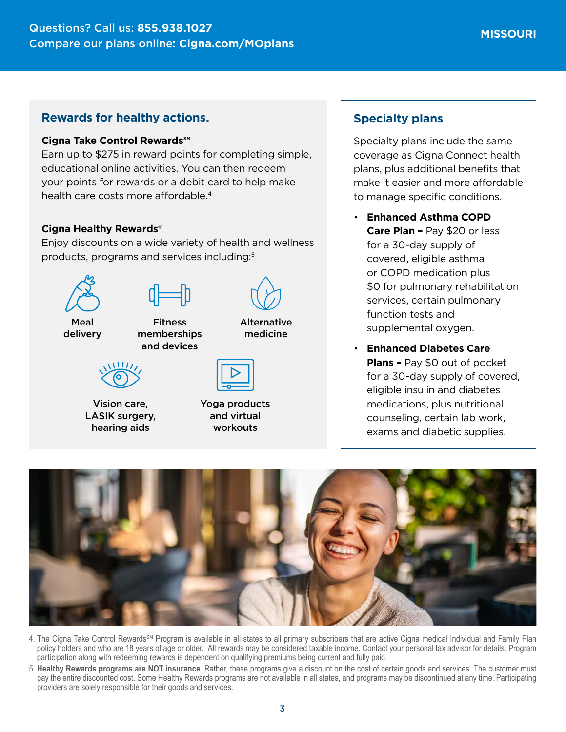## Rewards for healthy actions.

**Cigna Take Control Rewards℠**

Earn up to $275 in reward points for completing simple, educational online activities. You can then redeem your points for rewards or a debit card to help make health care costs more affordable.[4]

**Cigna Healthy Rewards®**

Enjoy discounts on a wide variety of health and wellness products, programs and services including:[5]

- Meal delivery
- Fitness memberships and devices
- Alternative medicine
- Vision care, LASIK surgery, hearing aids
- Yoga products and virtual workouts

## Specialty plans

Specialty plans include the same coverage as Cigna Connect health plans, plus additional benefits that make it easier and more affordable to manage specific conditions.

- **Enhanced Asthma COPD Care Plan –** Pay $20 or less for a 30-day supply of covered, eligible asthma or COPD medication plus $0 for pulmonary rehabilitation services, certain pulmonary function tests and supplemental oxygen.
- **Enhanced Diabetes Care Plans –** Pay $0 out of pocket for a 30-day supply of covered, eligible insulin and diabetes medications, plus nutritional counseling, certain lab work, exams and diabetic supplies.

4. The Cigna Take Control Rewards℠ Program is available in all states to all primary subscribers that are active Cigna medical Individual and Family Plan policy holders and who are 18 years of age or older. All rewards may be considered taxable income. Contact your personal tax advisor for details. Program participation along with redeeming rewards is dependent on qualifying premiums being current and fully paid.
5. **Healthy Rewards programs are NOT insurance**. Rather, these programs give a discount on the cost of certain goods and services. The customer must pay the entire discounted cost. Some Healthy Rewards programs are not available in all states, and programs may be discontinued at any time. Participating providers are solely responsible for their goods and services.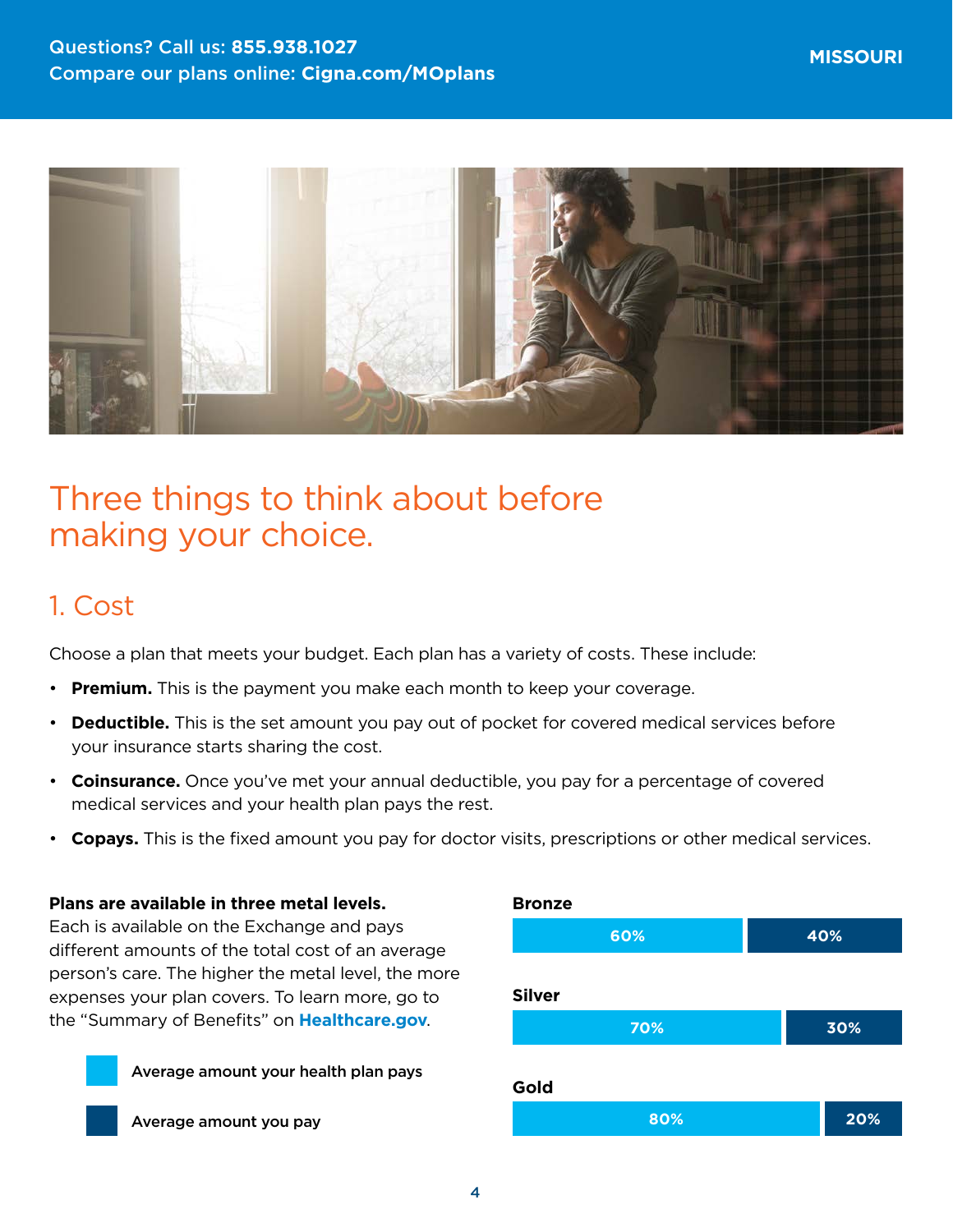# Three things to think about before making your choice.

## 1. Cost

Choose a plan that meets your budget. Each plan has a variety of costs. These include:

- **Premium.** This is the payment you make each month to keep your coverage.
- **Deductible.** This is the set amount you pay out of pocket for covered medical services before your insurance starts sharing the cost.
- **Coinsurance.** Once you've met your annual deductible, you pay for a percentage of covered medical services and your health plan pays the rest.
- **Copays.** This is the fixed amount you pay for doctor visits, prescriptions or other medical services.

**Plans are available in three metal levels.** Each is available on the Exchange and pays different amounts of the total cost of an average person's care. The higher the metal level, the more expenses your plan covers. To learn more, go to the "Summary of Benefits" on **Healthcare.gov**.

| Metal level | Average amount your health plan pays | Average amount you pay |
|---|---|---|
| Bronze | 60% | 40% |
| Silver | 70% | 30% |
| Gold | 80% | 20% |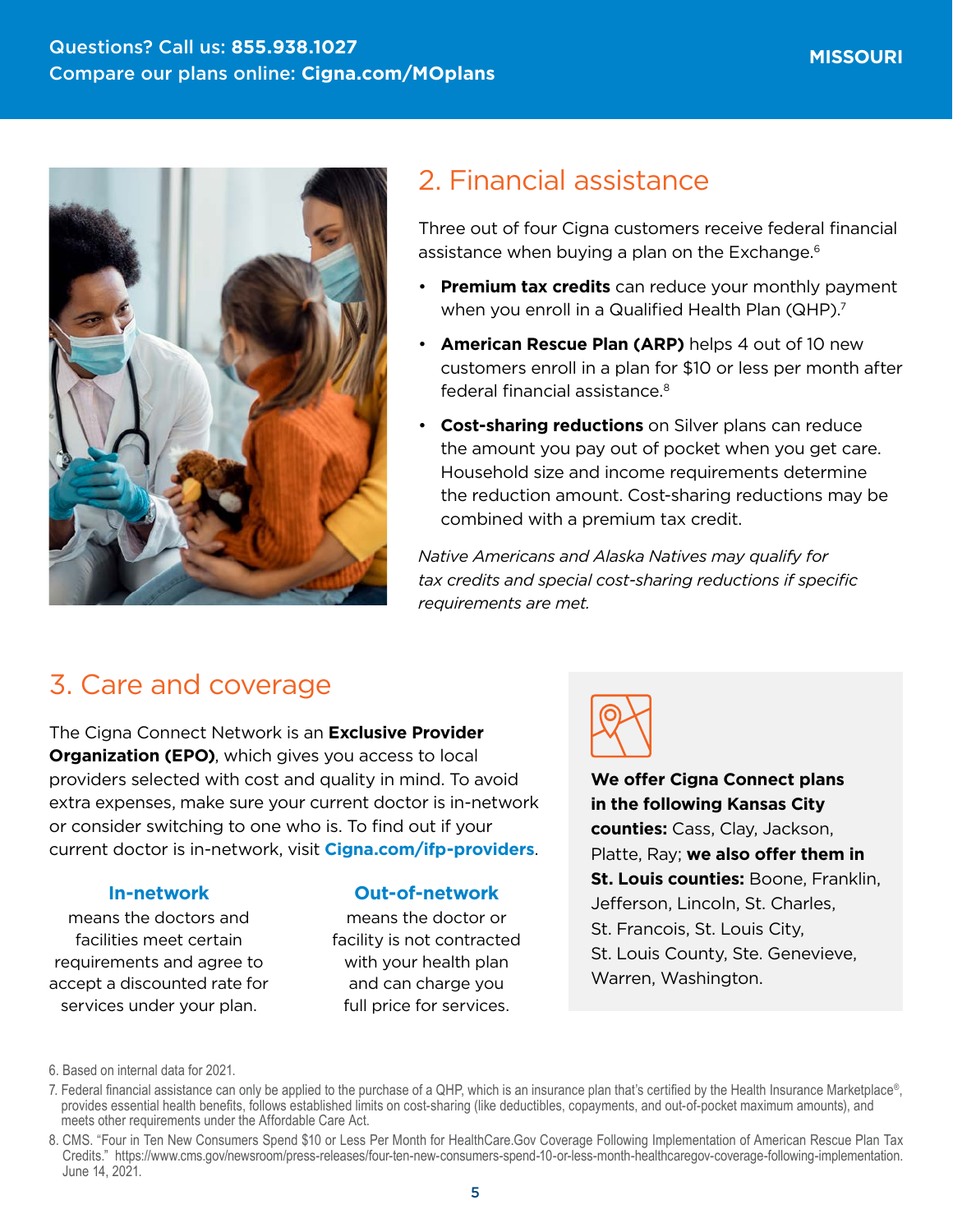## 2. Financial assistance

Three out of four Cigna customers receive federal financial assistance when buying a plan on the Exchange.[6]

- **Premium tax credits** can reduce your monthly payment when you enroll in a Qualified Health Plan (QHP).[7]
- **American Rescue Plan (ARP)** helps 4 out of 10 new customers enroll in a plan for $10 or less per month after federal financial assistance.[8]
- **Cost-sharing reductions** on Silver plans can reduce the amount you pay out of pocket when you get care. Household size and income requirements determine the reduction amount. Cost-sharing reductions may be combined with a premium tax credit.

*Native Americans and Alaska Natives may qualify for tax credits and special cost-sharing reductions if specific requirements are met.*

## 3. Care and coverage

The Cigna Connect Network is an **Exclusive Provider Organization (EPO)**, which gives you access to local providers selected with cost and quality in mind. To avoid extra expenses, make sure your current doctor is in-network or consider switching to one who is. To find out if your current doctor is in-network, visit **Cigna.com/ifp-providers**.

**In-network**
means the doctors and facilities meet certain requirements and agree to accept a discounted rate for services under your plan.

**Out-of-network**
means the doctor or facility is not contracted with your health plan and can charge you full price for services.

**We offer Cigna Connect plans in the following Kansas City counties:** Cass, Clay, Jackson, Platte, Ray; **we also offer them in St. Louis counties:** Boone, Franklin, Jefferson, Lincoln, St. Charles, St. Francois, St. Louis City, St. Louis County, Ste. Genevieve, Warren, Washington.

6. Based on internal data for 2021.

7. Federal financial assistance can only be applied to the purchase of a QHP, which is an insurance plan that's certified by the Health Insurance Marketplace®, provides essential health benefits, follows established limits on cost-sharing (like deductibles, copayments, and out-of-pocket maximum amounts), and meets other requirements under the Affordable Care Act.

8. CMS. "Four in Ten New Consumers Spend $10 or Less Per Month for HealthCare.Gov Coverage Following Implementation of American Rescue Plan Tax Credits." https://www.cms.gov/newsroom/press-releases/four-ten-new-consumers-spend-10-or-less-month-healthcaregov-coverage-following-implementation. June 14, 2021.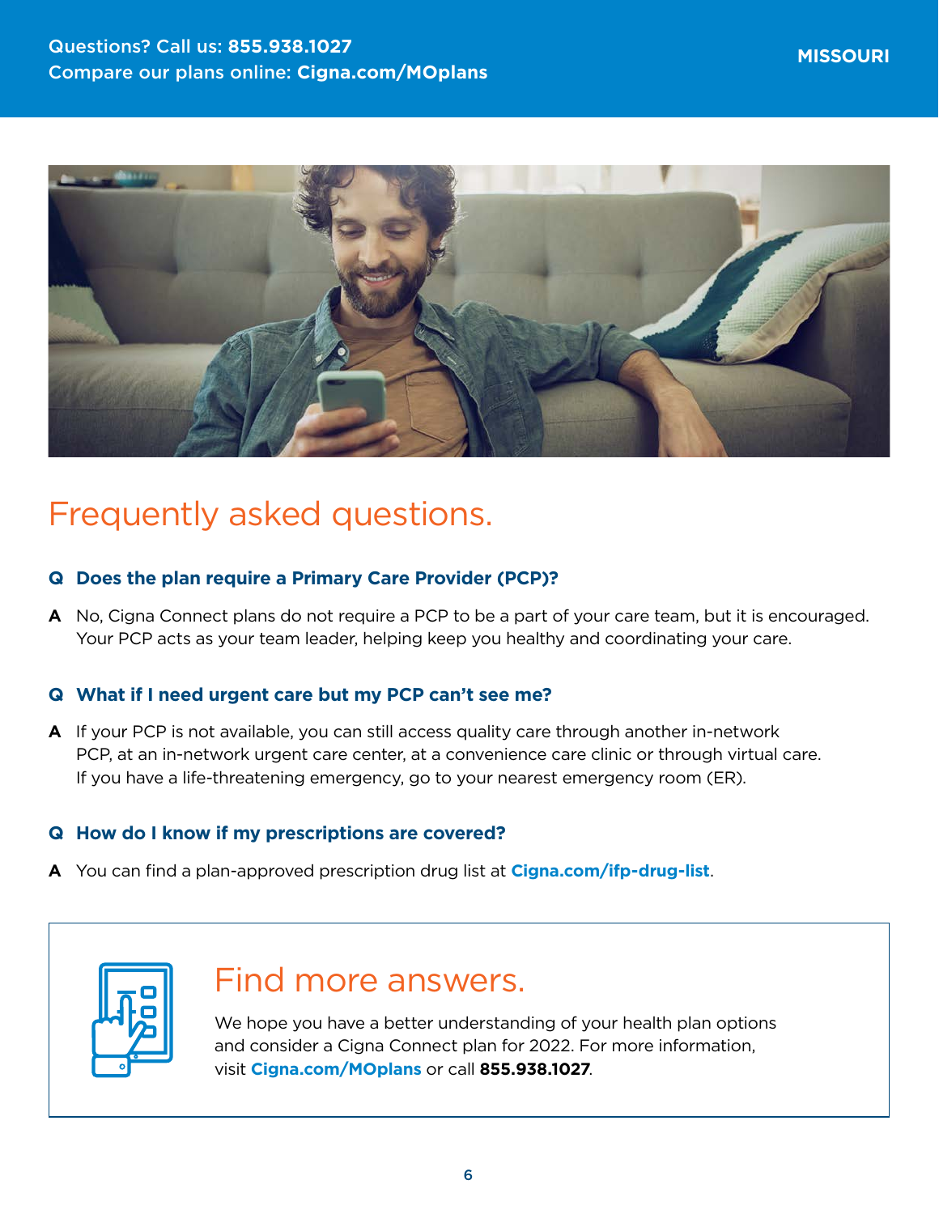# Frequently asked questions.

**Q Does the plan require a Primary Care Provider (PCP)?**

**A** No, Cigna Connect plans do not require a PCP to be a part of your care team, but it is encouraged. Your PCP acts as your team leader, helping keep you healthy and coordinating your care.

**Q What if I need urgent care but my PCP can't see me?**

**A** If your PCP is not available, you can still access quality care through another in-network PCP, at an in-network urgent care center, at a convenience care clinic or through virtual care. If you have a life-threatening emergency, go to your nearest emergency room (ER).

**Q How do I know if my prescriptions are covered?**

**A** You can find a plan-approved prescription drug list at **Cigna.com/ifp-drug-list**.

## Find more answers.

We hope you have a better understanding of your health plan options and consider a Cigna Connect plan for 2022. For more information, visit **Cigna.com/MOplans** or call **855.938.1027**.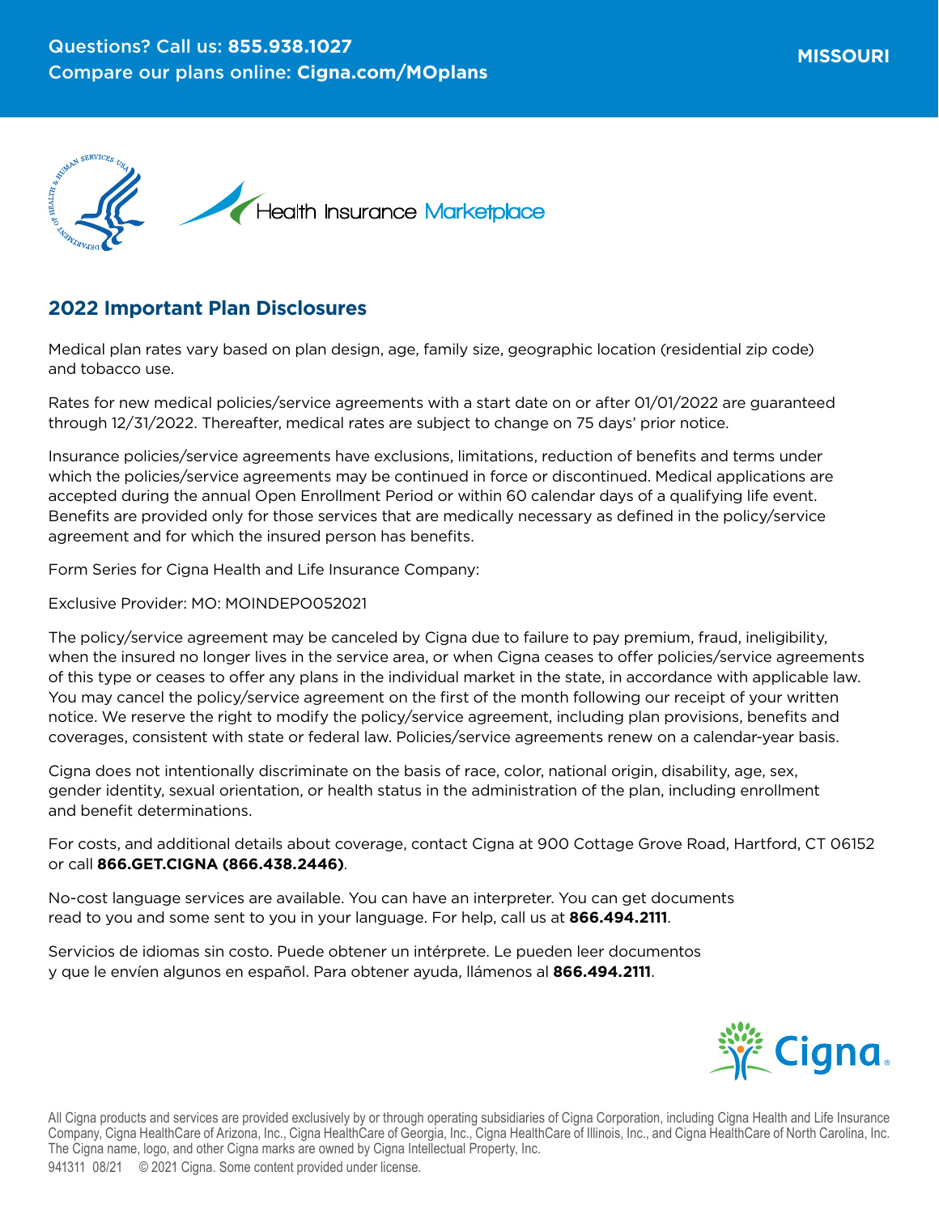Questions? Call us: **855.938.1027**
Compare our plans online: **Cigna.com/MOplans**

**MISSOURI**

Health Insurance Marketplace

## 2022 Important Plan Disclosures

Medical plan rates vary based on plan design, age, family size, geographic location (residential zip code) and tobacco use.

Rates for new medical policies/service agreements with a start date on or after 01/01/2022 are guaranteed through 12/31/2022. Thereafter, medical rates are subject to change on 75 days' prior notice.

Insurance policies/service agreements have exclusions, limitations, reduction of benefits and terms under which the policies/service agreements may be continued in force or discontinued. Medical applications are accepted during the annual Open Enrollment Period or within 60 calendar days of a qualifying life event. Benefits are provided only for those services that are medically necessary as defined in the policy/service agreement and for which the insured person has benefits.

Form Series for Cigna Health and Life Insurance Company:

Exclusive Provider: MO: MOINDEPO052021

The policy/service agreement may be canceled by Cigna due to failure to pay premium, fraud, ineligibility, when the insured no longer lives in the service area, or when Cigna ceases to offer policies/service agreements of this type or ceases to offer any plans in the individual market in the state, in accordance with applicable law. You may cancel the policy/service agreement on the first of the month following our receipt of your written notice. We reserve the right to modify the policy/service agreement, including plan provisions, benefits and coverages, consistent with state or federal law. Policies/service agreements renew on a calendar-year basis.

Cigna does not intentionally discriminate on the basis of race, color, national origin, disability, age, sex, gender identity, sexual orientation, or health status in the administration of the plan, including enrollment and benefit determinations.

For costs, and additional details about coverage, contact Cigna at 900 Cottage Grove Road, Hartford, CT 06152 or call **866.GET.CIGNA (866.438.2446)**.

No-cost language services are available. You can have an interpreter. You can get documents read to you and some sent to you in your language. For help, call us at **866.494.2111**.

Servicios de idiomas sin costo. Puede obtener un intérprete. Le pueden leer documentos y que le envíen algunos en español. Para obtener ayuda, llámenos al **866.494.2111**.

Cigna.

All Cigna products and services are provided exclusively by or through operating subsidiaries of Cigna Corporation, including Cigna Health and Life Insurance Company, Cigna HealthCare of Arizona, Inc., Cigna HealthCare of Georgia, Inc., Cigna HealthCare of Illinois, Inc., and Cigna HealthCare of North Carolina, Inc. The Cigna name, logo, and other Cigna marks are owned by Cigna Intellectual Property, Inc.

941311 08/21 © 2021 Cigna. Some content provided under license.